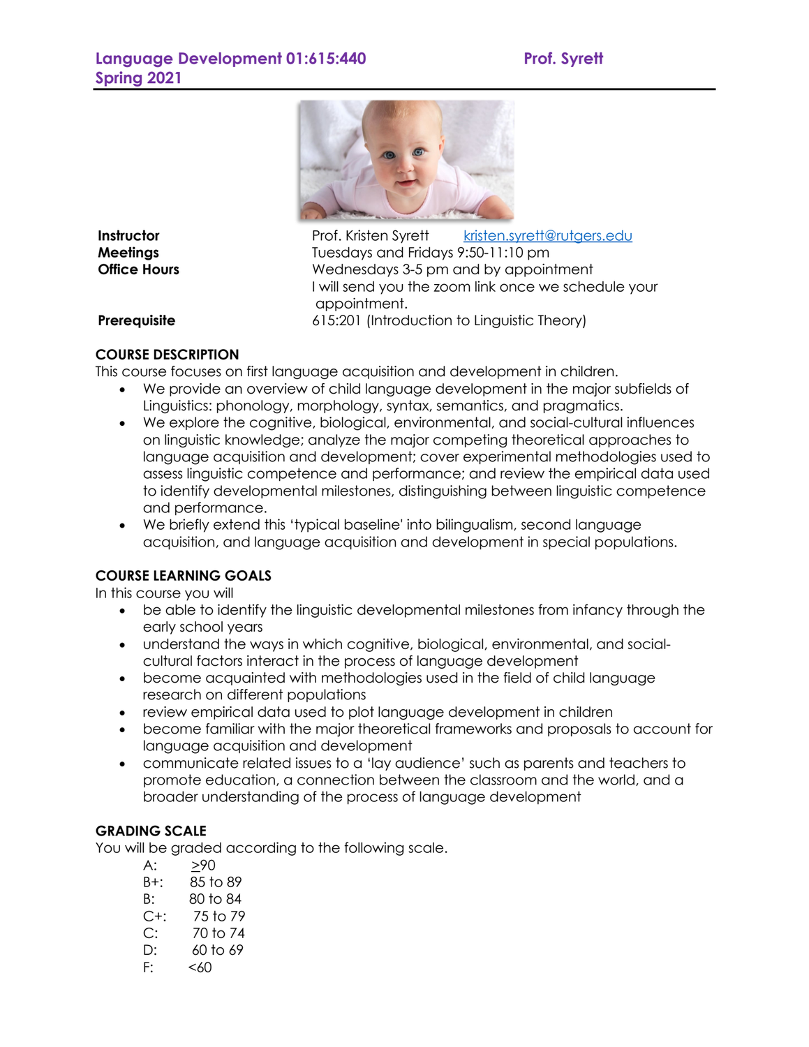**Language Development 01:615:440** **Prof. Syrett**
**Spring 2021**

| | |
|---|---|
| **Instructor** | Prof. Kristen Syrett kristen.syrett@rutgers.edu |
| **Meetings** | Tuesdays and Fridays 9:50-11:10 pm |
| **Office Hours** | Wednesdays 3-5 pm and by appointment<br>I will send you the zoom link once we schedule your appointment. |
| **Prerequisite** | 615:201 (Introduction to Linguistic Theory) |

## COURSE DESCRIPTION

This course focuses on first language acquisition and development in children.

- We provide an overview of child language development in the major subfields of Linguistics: phonology, morphology, syntax, semantics, and pragmatics.
- We explore the cognitive, biological, environmental, and social-cultural influences on linguistic knowledge; analyze the major competing theoretical approaches to language acquisition and development; cover experimental methodologies used to assess linguistic competence and performance; and review the empirical data used to identify developmental milestones, distinguishing between linguistic competence and performance.
- We briefly extend this 'typical baseline' into bilingualism, second language acquisition, and language acquisition and development in special populations.

## COURSE LEARNING GOALS

In this course you will

- be able to identify the linguistic developmental milestones from infancy through the early school years
- understand the ways in which cognitive, biological, environmental, and social-cultural factors interact in the process of language development
- become acquainted with methodologies used in the field of child language research on different populations
- review empirical data used to plot language development in children
- become familiar with the major theoretical frameworks and proposals to account for language acquisition and development
- communicate related issues to a 'lay audience' such as parents and teachers to promote education, a connection between the classroom and the world, and a broader understanding of the process of language development

## GRADING SCALE

You will be graded according to the following scale.

| | |
|---|---|
| A: | $\geq$90 |
| B+: | 85 to 89 |
| B: | 80 to 84 |
| C+: | 75 to 79 |
| C: | 70 to 74 |
| D: | 60 to 69 |
| F: | <60 |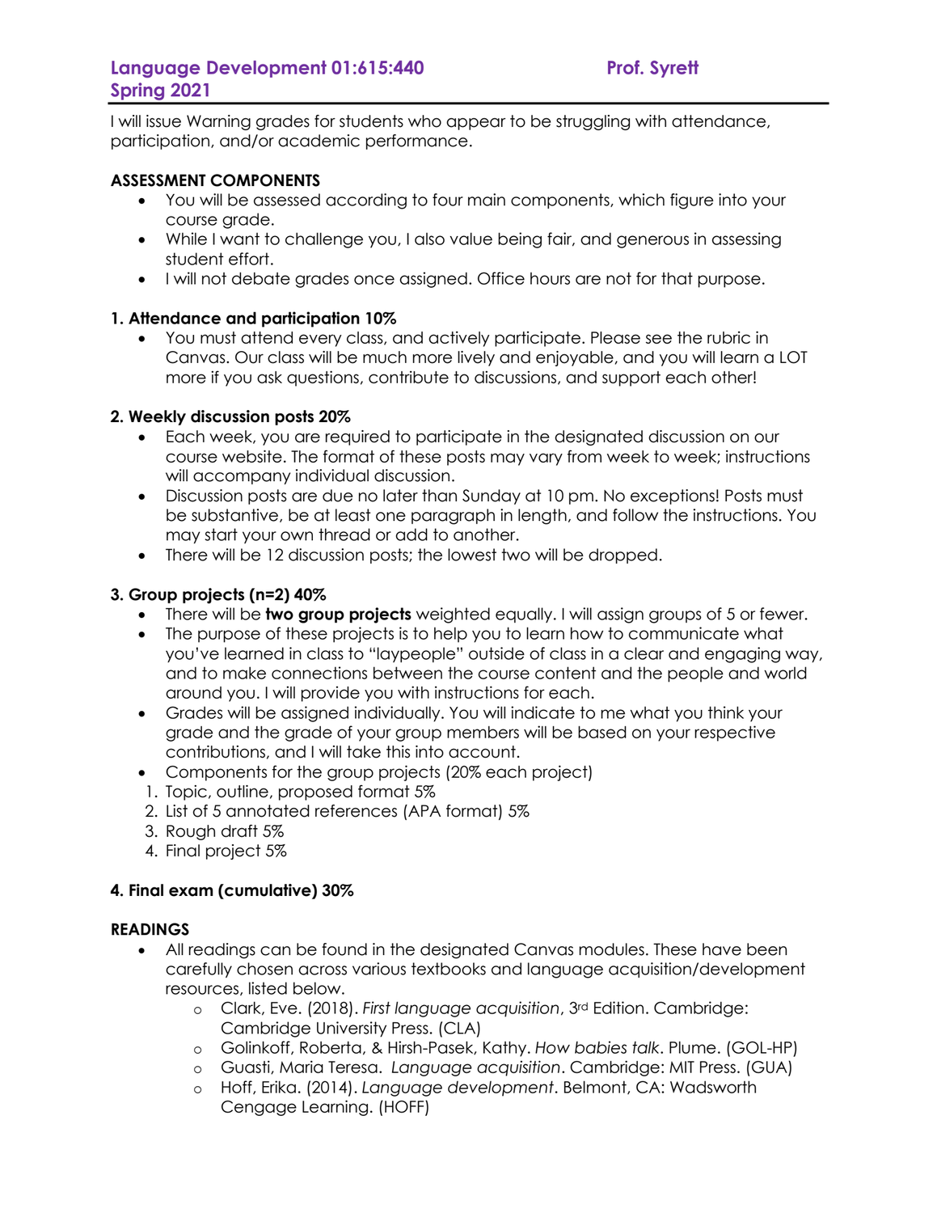I will issue Warning grades for students who appear to be struggling with attendance, participation, and/or academic performance.

**ASSESSMENT COMPONENTS**

- You will be assessed according to four main components, which figure into your course grade.
- While I want to challenge you, I also value being fair, and generous in assessing student effort.
- I will not debate grades once assigned. Office hours are not for that purpose.

**1. Attendance and participation 10%**

- You must attend every class, and actively participate. Please see the rubric in Canvas. Our class will be much more lively and enjoyable, and you will learn a LOT more if you ask questions, contribute to discussions, and support each other!

**2. Weekly discussion posts 20%**

- Each week, you are required to participate in the designated discussion on our course website. The format of these posts may vary from week to week; instructions will accompany individual discussion.
- Discussion posts are due no later than Sunday at 10 pm. No exceptions! Posts must be substantive, be at least one paragraph in length, and follow the instructions. You may start your own thread or add to another.
- There will be 12 discussion posts; the lowest two will be dropped.

**3. Group projects (n=2) 40%**

- There will be **two group projects** weighted equally. I will assign groups of 5 or fewer.
- The purpose of these projects is to help you to learn how to communicate what you've learned in class to "laypeople" outside of class in a clear and engaging way, and to make connections between the course content and the people and world around you. I will provide you with instructions for each.
- Grades will be assigned individually. You will indicate to me what you think your grade and the grade of your group members will be based on your respective contributions, and I will take this into account.
- Components for the group projects (20% each project)

1. Topic, outline, proposed format 5%
2. List of 5 annotated references (APA format) 5%
3. Rough draft 5%
4. Final project 5%

**4. Final exam (cumulative) 30%**

**READINGS**

- All readings can be found in the designated Canvas modules. These have been carefully chosen across various textbooks and language acquisition/development resources, listed below.
  - Clark, Eve. (2018). *First language acquisition*, 3rd Edition. Cambridge: Cambridge University Press. (CLA)
  - Golinkoff, Roberta, & Hirsh-Pasek, Kathy. *How babies talk*. Plume. (GOL-HP)
  - Guasti, Maria Teresa. *Language acquisition*. Cambridge: MIT Press. (GUA)
  - Hoff, Erika. (2014). *Language development*. Belmont, CA: Wadsworth Cengage Learning. (HOFF)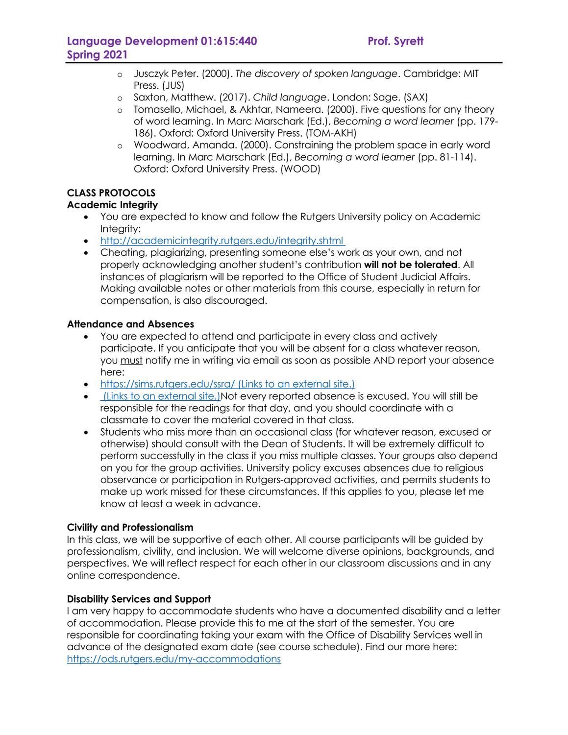- Jusczyk Peter. (2000). *The discovery of spoken language*. Cambridge: MIT Press. (JUS)
- Saxton, Matthew. (2017). *Child language*. London: Sage. (SAX)
- Tomasello, Michael, & Akhtar, Nameera. (2000). Five questions for any theory of word learning. In Marc Marschark (Ed.), *Becoming a word learner* (pp. 179-186). Oxford: Oxford University Press. (TOM-AKH)
- Woodward, Amanda. (2000). Constraining the problem space in early word learning. In Marc Marschark (Ed.), *Becoming a word learner* (pp. 81-114). Oxford: Oxford University Press. (WOOD)

## CLASS PROTOCOLS

### Academic Integrity

- You are expected to know and follow the Rutgers University policy on Academic Integrity:
- http://academicintegrity.rutgers.edu/integrity.shtml
- Cheating, plagiarizing, presenting someone else's work as your own, and not properly acknowledging another student's contribution **will not be tolerated**. All instances of plagiarism will be reported to the Office of Student Judicial Affairs. Making available notes or other materials from this course, especially in return for compensation, is also discouraged.

### Attendance and Absences

- You are expected to attend and participate in every class and actively participate. If you anticipate that you will be absent for a class whatever reason, you <u>must</u> notify me in writing via email as soon as possible AND report your absence here:
- https://sims.rutgers.edu/ssra/ (Links to an external site.)
- (Links to an external site.)Not every reported absence is excused. You will still be responsible for the readings for that day, and you should coordinate with a classmate to cover the material covered in that class.
- Students who miss more than an occasional class (for whatever reason, excused or otherwise) should consult with the Dean of Students. It will be extremely difficult to perform successfully in the class if you miss multiple classes. Your groups also depend on you for the group activities. University policy excuses absences due to religious observance or participation in Rutgers-approved activities, and permits students to make up work missed for these circumstances. If this applies to you, please let me know at least a week in advance.

### Civility and Professionalism

In this class, we will be supportive of each other. All course participants will be guided by professionalism, civility, and inclusion. We will welcome diverse opinions, backgrounds, and perspectives. We will reflect respect for each other in our classroom discussions and in any online correspondence.

### Disability Services and Support

I am very happy to accommodate students who have a documented disability and a letter of accommodation. Please provide this to me at the start of the semester. You are responsible for coordinating taking your exam with the Office of Disability Services well in advance of the designated exam date (see course schedule). Find our more here: https://ods.rutgers.edu/my-accommodations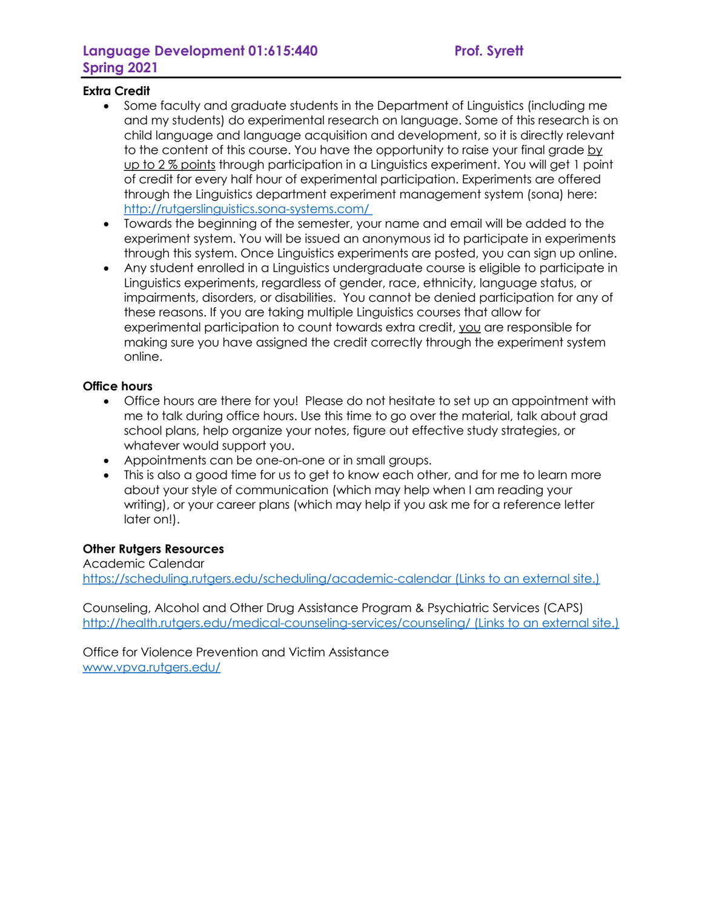### Extra Credit

- Some faculty and graduate students in the Department of Linguistics (including me and my students) do experimental research on language. Some of this research is on child language and language acquisition and development, so it is directly relevant to the content of this course. You have the opportunity to raise your final grade by up to 2 % points through participation in a Linguistics experiment. You will get 1 point of credit for every half hour of experimental participation. Experiments are offered through the Linguistics department experiment management system (sona) here: [http://rutgerslinguistics.sona-systems.com/](http://rutgerslinguistics.sona-systems.com/)
- Towards the beginning of the semester, your name and email will be added to the experiment system. You will be issued an anonymous id to participate in experiments through this system. Once Linguistics experiments are posted, you can sign up online.
- Any student enrolled in a Linguistics undergraduate course is eligible to participate in Linguistics experiments, regardless of gender, race, ethnicity, language status, or impairments, disorders, or disabilities. You cannot be denied participation for any of these reasons. If you are taking multiple Linguistics courses that allow for experimental participation to count towards extra credit, you are responsible for making sure you have assigned the credit correctly through the experiment system online.

### Office hours

- Office hours are there for you! Please do not hesitate to set up an appointment with me to talk during office hours. Use this time to go over the material, talk about grad school plans, help organize your notes, figure out effective study strategies, or whatever would support you.
- Appointments can be one-on-one or in small groups.
- This is also a good time for us to get to know each other, and for me to learn more about your style of communication (which may help when I am reading your writing), or your career plans (which may help if you ask me for a reference letter later on!).

### Other Rutgers Resources

Academic Calendar
[https://scheduling.rutgers.edu/scheduling/academic-calendar (Links to an external site.)](https://scheduling.rutgers.edu/scheduling/academic-calendar)

Counseling, Alcohol and Other Drug Assistance Program & Psychiatric Services (CAPS)
[http://health.rutgers.edu/medical-counseling-services/counseling/ (Links to an external site.)](http://health.rutgers.edu/medical-counseling-services/counseling/)

Office for Violence Prevention and Victim Assistance
[www.vpva.rutgers.edu/](http://www.vpva.rutgers.edu/)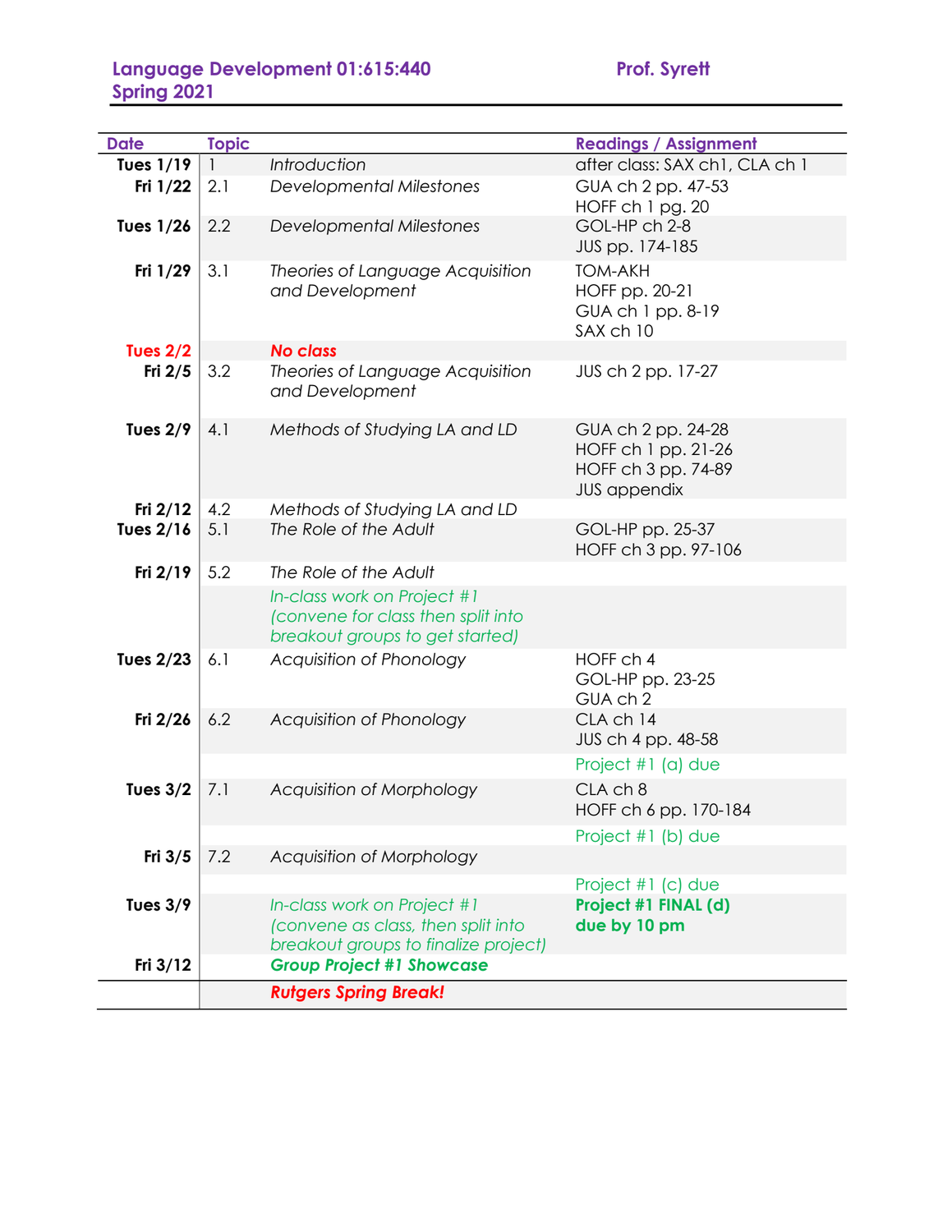**Language Development 01:615:440**
**Spring 2021**

**Prof. Syrett**

| Date | Topic | | Readings / Assignment |
|---|---|---|---|
| **Tues 1/19** | 1 | *Introduction* | after class: SAX ch1, CLA ch 1 |
| **Fri 1/22** | 2.1 | *Developmental Milestones* | GUA ch 2 pp. 47-53<br>HOFF ch 1 pg. 20 |
| **Tues 1/26** | 2.2 | *Developmental Milestones* | GOL-HP ch 2-8<br>JUS pp. 174-185 |
| **Fri 1/29** | 3.1 | *Theories of Language Acquisition and Development* | TOM-AKH<br>HOFF pp. 20-21<br>GUA ch 1 pp. 8-19<br>SAX ch 10 |
| **Tues 2/2** | | ***No class*** | |
| **Fri 2/5** | 3.2 | *Theories of Language Acquisition and Development* | JUS ch 2 pp. 17-27 |
| **Tues 2/9** | 4.1 | *Methods of Studying LA and LD* | GUA ch 2 pp. 24-28<br>HOFF ch 1 pp. 21-26<br>HOFF ch 3 pp. 74-89<br>JUS appendix |
| **Fri 2/12** | 4.2 | *Methods of Studying LA and LD* | |
| **Tues 2/16** | 5.1 | *The Role of the Adult* | GOL-HP pp. 25-37<br>HOFF ch 3 pp. 97-106 |
| **Fri 2/19** | 5.2 | *The Role of the Adult* | |
| | | *In-class work on Project #1 (convene for class then split into breakout groups to get started)* | |
| **Tues 2/23** | 6.1 | *Acquisition of Phonology* | HOFF ch 4<br>GOL-HP pp. 23-25<br>GUA ch 2 |
| **Fri 2/26** | 6.2 | *Acquisition of Phonology* | CLA ch 14<br>JUS ch 4 pp. 48-58 |
| | | | Project #1 (a) due |
| **Tues 3/2** | 7.1 | *Acquisition of Morphology* | CLA ch 8<br>HOFF ch 6 pp. 170-184 |
| | | | Project #1 (b) due |
| **Fri 3/5** | 7.2 | *Acquisition of Morphology* | |
| | | | Project #1 (c) due |
| **Tues 3/9** | | *In-class work on Project #1 (convene as class, then split into breakout groups to finalize project)* | **Project #1 FINAL (d) due by 10 pm** |
| **Fri 3/12** | | ***Group Project #1 Showcase*** | |
| | | ***Rutgers Spring Break!*** | |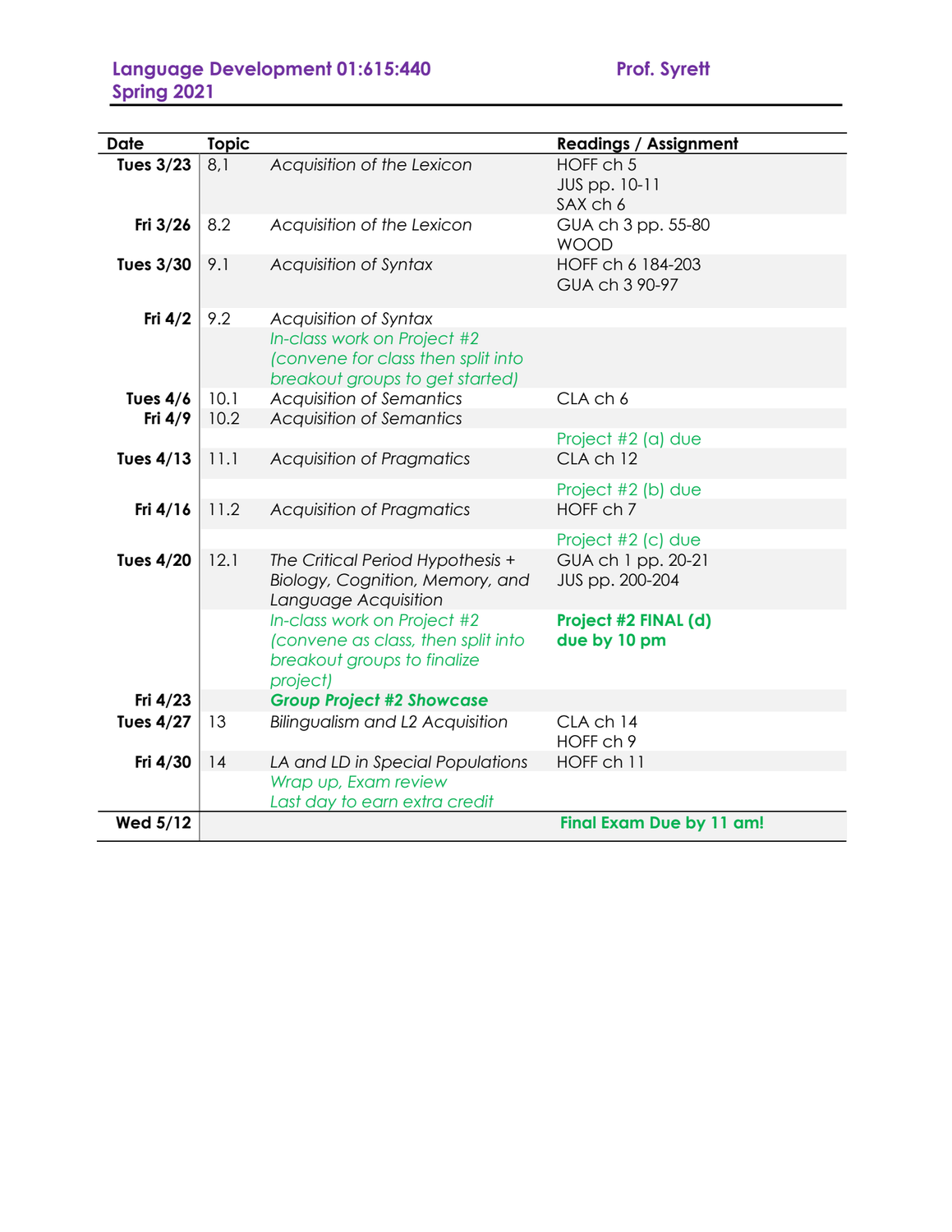**Language Development 01:615:440** **Prof. Syrett**
**Spring 2021**

| Date | Topic | | Readings / Assignment |
|---|---|---|---|
| **Tues 3/23** | 8,1 | *Acquisition of the Lexicon* | HOFF ch 5<br>JUS pp. 10-11<br>SAX ch 6 |
| **Fri 3/26** | 8.2 | *Acquisition of the Lexicon* | GUA ch 3 pp. 55-80<br>WOOD |
| **Tues 3/30** | 9.1 | *Acquisition of Syntax* | HOFF ch 6 184-203<br>GUA ch 3 90-97 |
| **Fri 4/2** | 9.2 | *Acquisition of Syntax*<br>*In-class work on Project #2 (convene for class then split into breakout groups to get started)* | |
| **Tues 4/6** | 10.1 | *Acquisition of Semantics* | CLA ch 6 |
| **Fri 4/9** | 10.2 | *Acquisition of Semantics* | Project #2 (a) due |
| **Tues 4/13** | 11.1 | *Acquisition of Pragmatics* | CLA ch 12<br>Project #2 (b) due |
| **Fri 4/16** | 11.2 | *Acquisition of Pragmatics* | HOFF ch 7<br>Project #2 (c) due |
| **Tues 4/20** | 12.1 | *The Critical Period Hypothesis + Biology, Cognition, Memory, and Language Acquisition*<br>*In-class work on Project #2 (convene as class, then split into breakout groups to finalize project)* | GUA ch 1 pp. 20-21<br>JUS pp. 200-204<br>**Project #2 FINAL (d) due by 10 pm** |
| **Fri 4/23** | | ***Group Project #2 Showcase*** | |
| **Tues 4/27** | 13 | *Bilingualism and L2 Acquisition* | CLA ch 14<br>HOFF ch 9 |
| **Fri 4/30** | 14 | *LA and LD in Special Populations*<br>*Wrap up, Exam review*<br>*Last day to earn extra credit* | HOFF ch 11 |
| **Wed 5/12** | | | **Final Exam Due by 11 am!** |